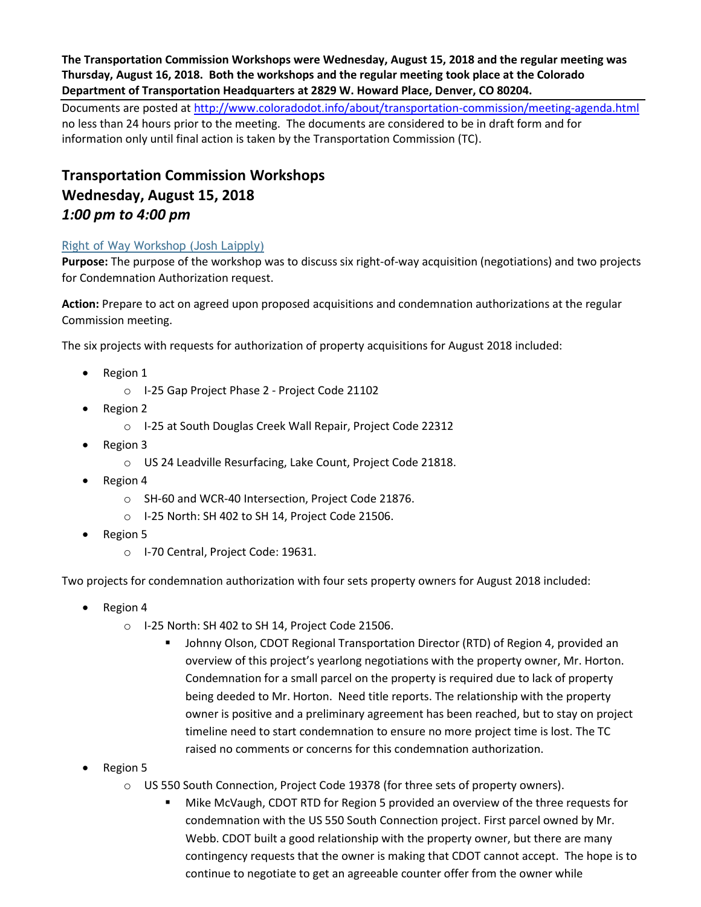**The Transportation Commission Workshops were Wednesday, August 15, 2018 and the regular meeting was Thursday, August 16, 2018. Both the workshops and the regular meeting took place at the Colorado Department of Transportation Headquarters at 2829 W. Howard Place, Denver, CO 80204.**

Documents are posted at http://www.coloradodot.info/about/transportation-commission/meeting-agenda.html no less than 24 hours prior to the meeting. The documents are considered to be in draft form and for information only until final action is taken by the Transportation Commission (TC).

# Transportation Commission Workshops
# Wednesday, August 15, 2018
# *1:00 pm to 4:00 pm*

## Right of Way Workshop (Josh Laipply)

**Purpose:** The purpose of the workshop was to discuss six right-of-way acquisition (negotiations) and two projects for Condemnation Authorization request.

**Action:** Prepare to act on agreed upon proposed acquisitions and condemnation authorizations at the regular Commission meeting.

The six projects with requests for authorization of property acquisitions for August 2018 included:

- Region 1
  - I-25 Gap Project Phase 2 - Project Code 21102
- Region 2
  - I-25 at South Douglas Creek Wall Repair, Project Code 22312
- Region 3
  - US 24 Leadville Resurfacing, Lake Count, Project Code 21818.
- Region 4
  - SH-60 and WCR-40 Intersection, Project Code 21876.
  - I-25 North: SH 402 to SH 14, Project Code 21506.
- Region 5
  - I-70 Central, Project Code: 19631.

Two projects for condemnation authorization with four sets property owners for August 2018 included:

- Region 4
  - I-25 North: SH 402 to SH 14, Project Code 21506.
    - Johnny Olson, CDOT Regional Transportation Director (RTD) of Region 4, provided an overview of this project's yearlong negotiations with the property owner, Mr. Horton. Condemnation for a small parcel on the property is required due to lack of property being deeded to Mr. Horton. Need title reports. The relationship with the property owner is positive and a preliminary agreement has been reached, but to stay on project timeline need to start condemnation to ensure no more project time is lost. The TC raised no comments or concerns for this condemnation authorization.
- Region 5
  - US 550 South Connection, Project Code 19378 (for three sets of property owners).
    - Mike McVaugh, CDOT RTD for Region 5 provided an overview of the three requests for condemnation with the US 550 South Connection project. First parcel owned by Mr. Webb. CDOT built a good relationship with the property owner, but there are many contingency requests that the owner is making that CDOT cannot accept. The hope is to continue to negotiate to get an agreeable counter offer from the owner while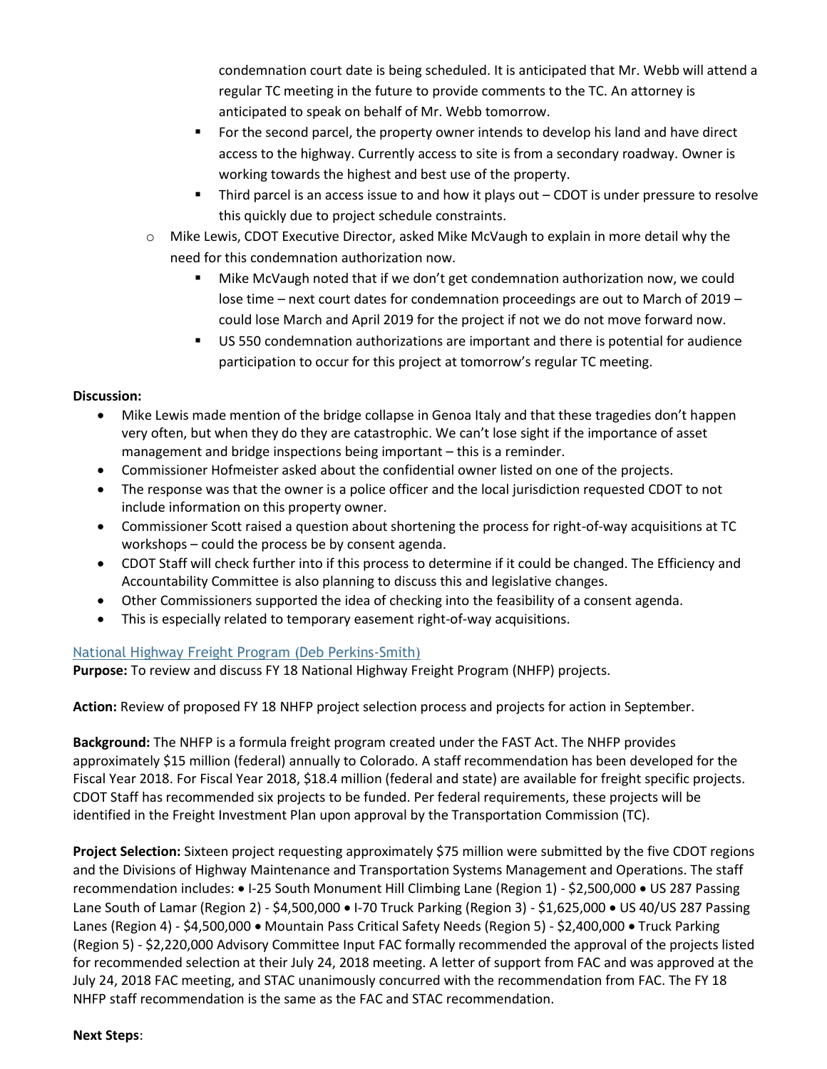- condemnation court date is being scheduled. It is anticipated that Mr. Webb will attend a regular TC meeting in the future to provide comments to the TC. An attorney is anticipated to speak on behalf of Mr. Webb tomorrow.
        - For the second parcel, the property owner intends to develop his land and have direct access to the highway. Currently access to site is from a secondary roadway. Owner is working towards the highest and best use of the property.
        - Third parcel is an access issue to and how it plays out – CDOT is under pressure to resolve this quickly due to project schedule constraints.
    - Mike Lewis, CDOT Executive Director, asked Mike McVaugh to explain in more detail why the need for this condemnation authorization now.
        - Mike McVaugh noted that if we don't get condemnation authorization now, we could lose time – next court dates for condemnation proceedings are out to March of 2019 – could lose March and April 2019 for the project if not we do not move forward now.
        - US 550 condemnation authorizations are important and there is potential for audience participation to occur for this project at tomorrow's regular TC meeting.

**Discussion:**

- Mike Lewis made mention of the bridge collapse in Genoa Italy and that these tragedies don't happen very often, but when they do they are catastrophic. We can't lose sight if the importance of asset management and bridge inspections being important – this is a reminder.
- Commissioner Hofmeister asked about the confidential owner listed on one of the projects.
- The response was that the owner is a police officer and the local jurisdiction requested CDOT to not include information on this property owner.
- Commissioner Scott raised a question about shortening the process for right-of-way acquisitions at TC workshops – could the process be by consent agenda.
- CDOT Staff will check further into if this process to determine if it could be changed. The Efficiency and Accountability Committee is also planning to discuss this and legislative changes.
- Other Commissioners supported the idea of checking into the feasibility of a consent agenda.
- This is especially related to temporary easement right-of-way acquisitions.

### National Highway Freight Program (Deb Perkins-Smith)

**Purpose:** To review and discuss FY 18 National Highway Freight Program (NHFP) projects.

**Action:** Review of proposed FY 18 NHFP project selection process and projects for action in September.

**Background:** The NHFP is a formula freight program created under the FAST Act. The NHFP provides approximately $15 million (federal) annually to Colorado. A staff recommendation has been developed for the Fiscal Year 2018. For Fiscal Year 2018, $18.4 million (federal and state) are available for freight specific projects. CDOT Staff has recommended six projects to be funded. Per federal requirements, these projects will be identified in the Freight Investment Plan upon approval by the Transportation Commission (TC).

**Project Selection:** Sixteen project requesting approximately $75 million were submitted by the five CDOT regions and the Divisions of Highway Maintenance and Transportation Systems Management and Operations. The staff recommendation includes: • I-25 South Monument Hill Climbing Lane (Region 1) - $2,500,000 • US 287 Passing Lane South of Lamar (Region 2) - $4,500,000 • I-70 Truck Parking (Region 3) - $1,625,000 • US 40/US 287 Passing Lanes (Region 4) - $4,500,000 • Mountain Pass Critical Safety Needs (Region 5) - $2,400,000 • Truck Parking (Region 5) - $2,220,000 Advisory Committee Input FAC formally recommended the approval of the projects listed for recommended selection at their July 24, 2018 meeting. A letter of support from FAC and was approved at the July 24, 2018 FAC meeting, and STAC unanimously concurred with the recommendation from FAC. The FY 18 NHFP staff recommendation is the same as the FAC and STAC recommendation.

**Next Steps**: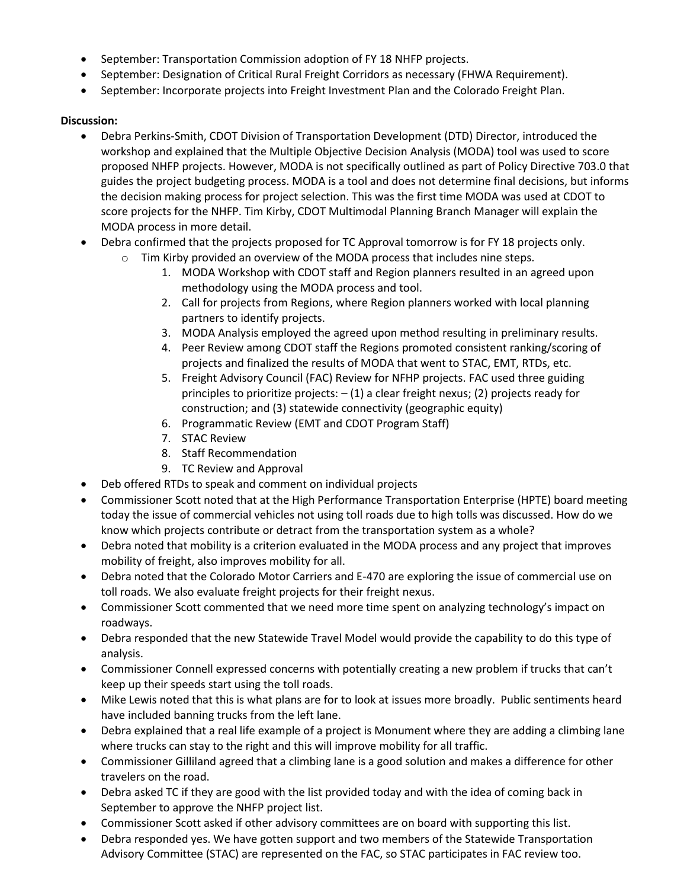- September: Transportation Commission adoption of FY 18 NHFP projects.
- September: Designation of Critical Rural Freight Corridors as necessary (FHWA Requirement).
- September: Incorporate projects into Freight Investment Plan and the Colorado Freight Plan.

**Discussion:**

- Debra Perkins-Smith, CDOT Division of Transportation Development (DTD) Director, introduced the workshop and explained that the Multiple Objective Decision Analysis (MODA) tool was used to score proposed NHFP projects. However, MODA is not specifically outlined as part of Policy Directive 703.0 that guides the project budgeting process. MODA is a tool and does not determine final decisions, but informs the decision making process for project selection. This was the first time MODA was used at CDOT to score projects for the NHFP. Tim Kirby, CDOT Multimodal Planning Branch Manager will explain the MODA process in more detail.
- Debra confirmed that the projects proposed for TC Approval tomorrow is for FY 18 projects only.
  - Tim Kirby provided an overview of the MODA process that includes nine steps.
    1. MODA Workshop with CDOT staff and Region planners resulted in an agreed upon methodology using the MODA process and tool.
    2. Call for projects from Regions, where Region planners worked with local planning partners to identify projects.
    3. MODA Analysis employed the agreed upon method resulting in preliminary results.
    4. Peer Review among CDOT staff the Regions promoted consistent ranking/scoring of projects and finalized the results of MODA that went to STAC, EMT, RTDs, etc.
    5. Freight Advisory Council (FAC) Review for NFHP projects. FAC used three guiding principles to prioritize projects: – (1) a clear freight nexus; (2) projects ready for construction; and (3) statewide connectivity (geographic equity)
    6. Programmatic Review (EMT and CDOT Program Staff)
    7. STAC Review
    8. Staff Recommendation
    9. TC Review and Approval
- Deb offered RTDs to speak and comment on individual projects
- Commissioner Scott noted that at the High Performance Transportation Enterprise (HPTE) board meeting today the issue of commercial vehicles not using toll roads due to high tolls was discussed. How do we know which projects contribute or detract from the transportation system as a whole?
- Debra noted that mobility is a criterion evaluated in the MODA process and any project that improves mobility of freight, also improves mobility for all.
- Debra noted that the Colorado Motor Carriers and E-470 are exploring the issue of commercial use on toll roads. We also evaluate freight projects for their freight nexus.
- Commissioner Scott commented that we need more time spent on analyzing technology's impact on roadways.
- Debra responded that the new Statewide Travel Model would provide the capability to do this type of analysis.
- Commissioner Connell expressed concerns with potentially creating a new problem if trucks that can't keep up their speeds start using the toll roads.
- Mike Lewis noted that this is what plans are for to look at issues more broadly. Public sentiments heard have included banning trucks from the left lane.
- Debra explained that a real life example of a project is Monument where they are adding a climbing lane where trucks can stay to the right and this will improve mobility for all traffic.
- Commissioner Gilliland agreed that a climbing lane is a good solution and makes a difference for other travelers on the road.
- Debra asked TC if they are good with the list provided today and with the idea of coming back in September to approve the NHFP project list.
- Commissioner Scott asked if other advisory committees are on board with supporting this list.
- Debra responded yes. We have gotten support and two members of the Statewide Transportation Advisory Committee (STAC) are represented on the FAC, so STAC participates in FAC review too.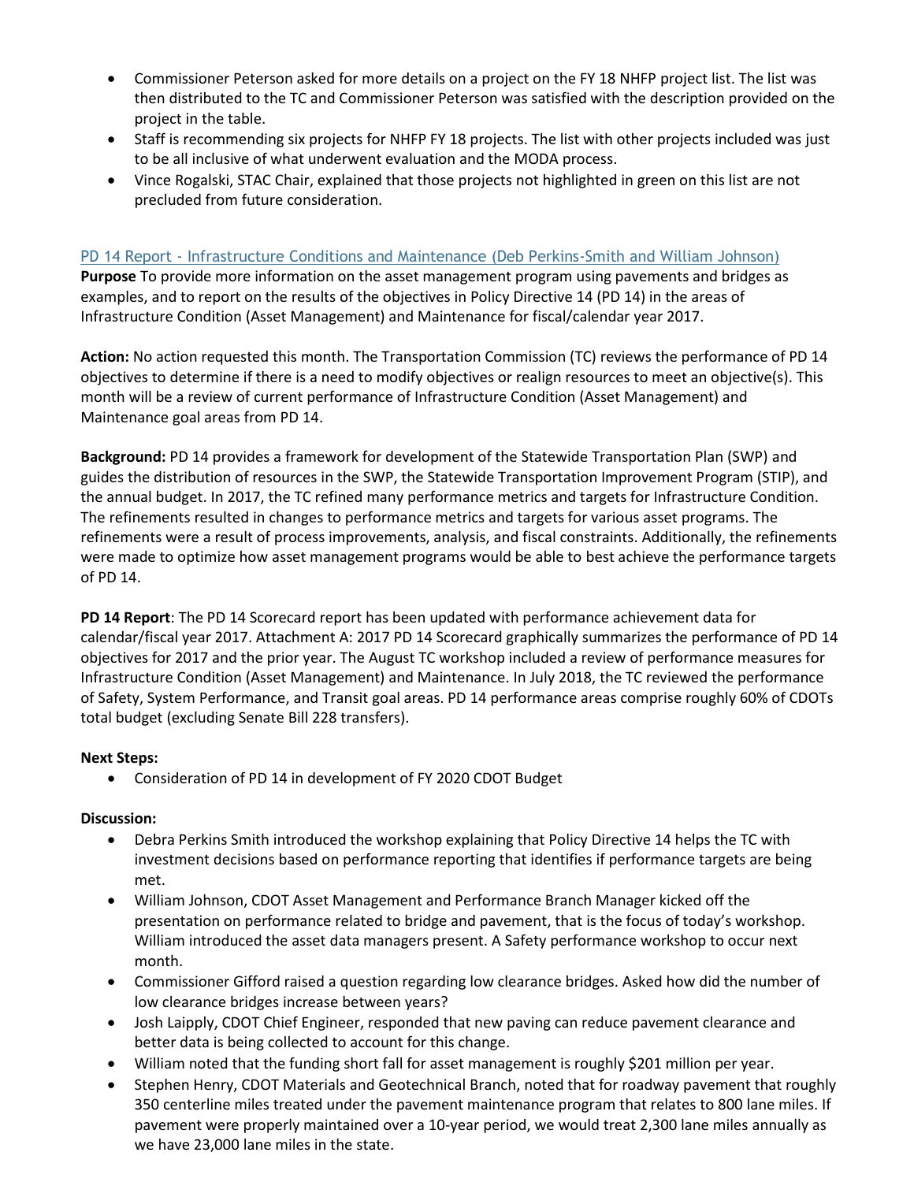- Commissioner Peterson asked for more details on a project on the FY 18 NHFP project list. The list was then distributed to the TC and Commissioner Peterson was satisfied with the description provided on the project in the table.
- Staff is recommending six projects for NHFP FY 18 projects. The list with other projects included was just to be all inclusive of what underwent evaluation and the MODA process.
- Vince Rogalski, STAC Chair, explained that those projects not highlighted in green on this list are not precluded from future consideration.

### PD 14 Report - Infrastructure Conditions and Maintenance (Deb Perkins-Smith and William Johnson)

**Purpose** To provide more information on the asset management program using pavements and bridges as examples, and to report on the results of the objectives in Policy Directive 14 (PD 14) in the areas of Infrastructure Condition (Asset Management) and Maintenance for fiscal/calendar year 2017.

**Action:** No action requested this month. The Transportation Commission (TC) reviews the performance of PD 14 objectives to determine if there is a need to modify objectives or realign resources to meet an objective(s). This month will be a review of current performance of Infrastructure Condition (Asset Management) and Maintenance goal areas from PD 14.

**Background:** PD 14 provides a framework for development of the Statewide Transportation Plan (SWP) and guides the distribution of resources in the SWP, the Statewide Transportation Improvement Program (STIP), and the annual budget. In 2017, the TC refined many performance metrics and targets for Infrastructure Condition. The refinements resulted in changes to performance metrics and targets for various asset programs. The refinements were a result of process improvements, analysis, and fiscal constraints. Additionally, the refinements were made to optimize how asset management programs would be able to best achieve the performance targets of PD 14.

**PD 14 Report**: The PD 14 Scorecard report has been updated with performance achievement data for calendar/fiscal year 2017. Attachment A: 2017 PD 14 Scorecard graphically summarizes the performance of PD 14 objectives for 2017 and the prior year. The August TC workshop included a review of performance measures for Infrastructure Condition (Asset Management) and Maintenance. In July 2018, the TC reviewed the performance of Safety, System Performance, and Transit goal areas. PD 14 performance areas comprise roughly 60% of CDOTs total budget (excluding Senate Bill 228 transfers).

**Next Steps:**

- Consideration of PD 14 in development of FY 2020 CDOT Budget

**Discussion:**

- Debra Perkins Smith introduced the workshop explaining that Policy Directive 14 helps the TC with investment decisions based on performance reporting that identifies if performance targets are being met.
- William Johnson, CDOT Asset Management and Performance Branch Manager kicked off the presentation on performance related to bridge and pavement, that is the focus of today's workshop. William introduced the asset data managers present. A Safety performance workshop to occur next month.
- Commissioner Gifford raised a question regarding low clearance bridges. Asked how did the number of low clearance bridges increase between years?
- Josh Laipply, CDOT Chief Engineer, responded that new paving can reduce pavement clearance and better data is being collected to account for this change.
- William noted that the funding short fall for asset management is roughly $201 million per year.
- Stephen Henry, CDOT Materials and Geotechnical Branch, noted that for roadway pavement that roughly 350 centerline miles treated under the pavement maintenance program that relates to 800 lane miles. If pavement were properly maintained over a 10-year period, we would treat 2,300 lane miles annually as we have 23,000 lane miles in the state.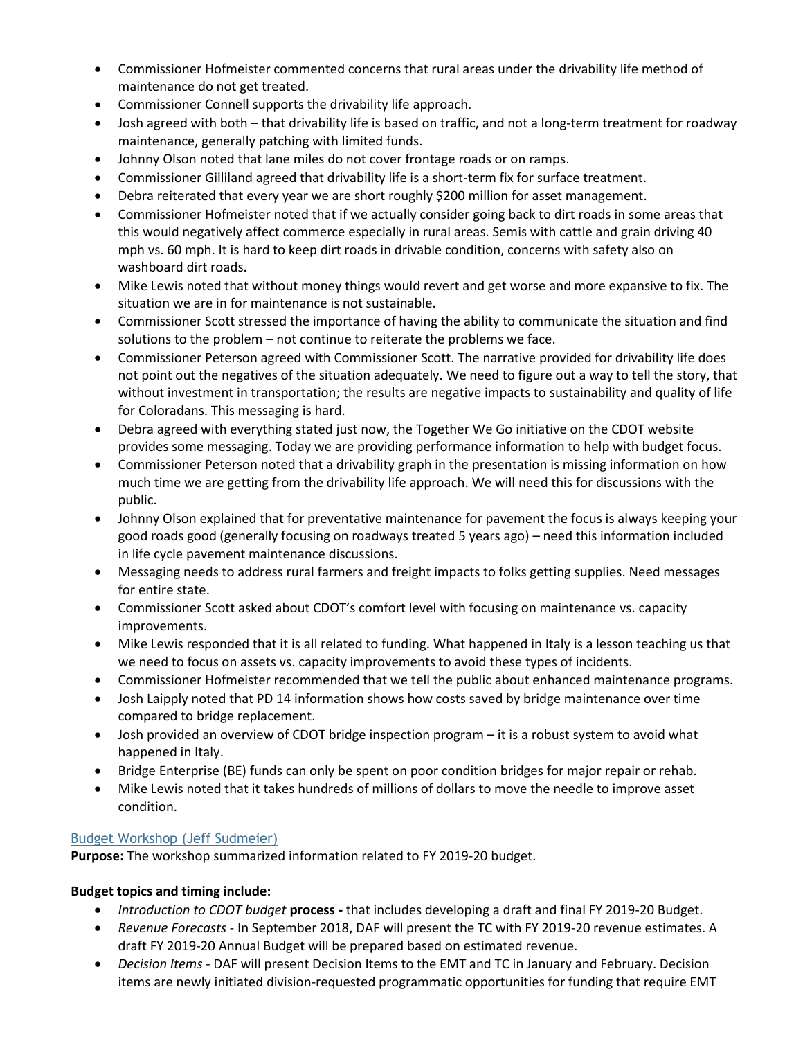- Commissioner Hofmeister commented concerns that rural areas under the drivability life method of maintenance do not get treated.
- Commissioner Connell supports the drivability life approach.
- Josh agreed with both – that drivability life is based on traffic, and not a long-term treatment for roadway maintenance, generally patching with limited funds.
- Johnny Olson noted that lane miles do not cover frontage roads or on ramps.
- Commissioner Gilliland agreed that drivability life is a short-term fix for surface treatment.
- Debra reiterated that every year we are short roughly $200 million for asset management.
- Commissioner Hofmeister noted that if we actually consider going back to dirt roads in some areas that this would negatively affect commerce especially in rural areas. Semis with cattle and grain driving 40 mph vs. 60 mph. It is hard to keep dirt roads in drivable condition, concerns with safety also on washboard dirt roads.
- Mike Lewis noted that without money things would revert and get worse and more expansive to fix. The situation we are in for maintenance is not sustainable.
- Commissioner Scott stressed the importance of having the ability to communicate the situation and find solutions to the problem – not continue to reiterate the problems we face.
- Commissioner Peterson agreed with Commissioner Scott. The narrative provided for drivability life does not point out the negatives of the situation adequately. We need to figure out a way to tell the story, that without investment in transportation; the results are negative impacts to sustainability and quality of life for Coloradans. This messaging is hard.
- Debra agreed with everything stated just now, the Together We Go initiative on the CDOT website provides some messaging. Today we are providing performance information to help with budget focus.
- Commissioner Peterson noted that a drivability graph in the presentation is missing information on how much time we are getting from the drivability life approach. We will need this for discussions with the public.
- Johnny Olson explained that for preventative maintenance for pavement the focus is always keeping your good roads good (generally focusing on roadways treated 5 years ago) – need this information included in life cycle pavement maintenance discussions.
- Messaging needs to address rural farmers and freight impacts to folks getting supplies. Need messages for entire state.
- Commissioner Scott asked about CDOT's comfort level with focusing on maintenance vs. capacity improvements.
- Mike Lewis responded that it is all related to funding. What happened in Italy is a lesson teaching us that we need to focus on assets vs. capacity improvements to avoid these types of incidents.
- Commissioner Hofmeister recommended that we tell the public about enhanced maintenance programs.
- Josh Laipply noted that PD 14 information shows how costs saved by bridge maintenance over time compared to bridge replacement.
- Josh provided an overview of CDOT bridge inspection program – it is a robust system to avoid what happened in Italy.
- Bridge Enterprise (BE) funds can only be spent on poor condition bridges for major repair or rehab.
- Mike Lewis noted that it takes hundreds of millions of dollars to move the needle to improve asset condition.

## Budget Workshop (Jeff Sudmeier)

**Purpose:** The workshop summarized information related to FY 2019-20 budget.

**Budget topics and timing include:**

- *Introduction to CDOT budget* **process -** that includes developing a draft and final FY 2019-20 Budget.
- *Revenue Forecasts* - In September 2018, DAF will present the TC with FY 2019-20 revenue estimates. A draft FY 2019-20 Annual Budget will be prepared based on estimated revenue.
- *Decision Items* - DAF will present Decision Items to the EMT and TC in January and February. Decision items are newly initiated division-requested programmatic opportunities for funding that require EMT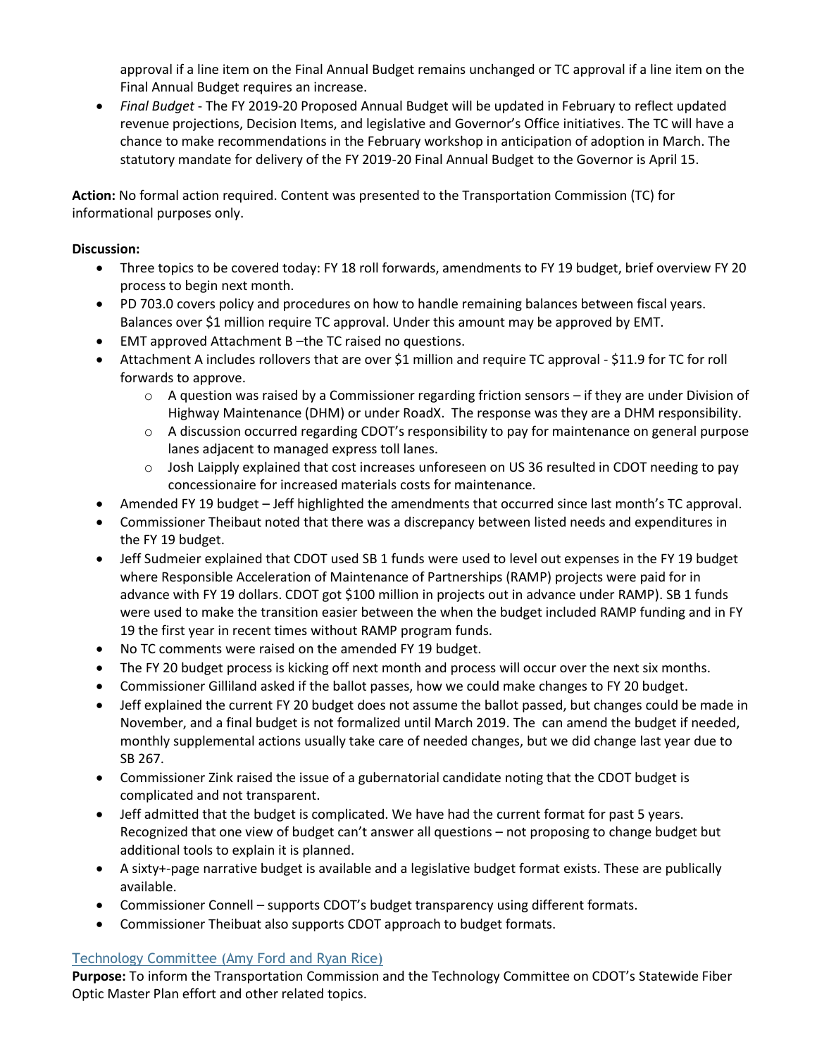approval if a line item on the Final Annual Budget remains unchanged or TC approval if a line item on the Final Annual Budget requires an increase.

- *Final Budget* - The FY 2019-20 Proposed Annual Budget will be updated in February to reflect updated revenue projections, Decision Items, and legislative and Governor's Office initiatives. The TC will have a chance to make recommendations in the February workshop in anticipation of adoption in March. The statutory mandate for delivery of the FY 2019-20 Final Annual Budget to the Governor is April 15.

**Action:** No formal action required. Content was presented to the Transportation Commission (TC) for informational purposes only.

**Discussion:**

- Three topics to be covered today: FY 18 roll forwards, amendments to FY 19 budget, brief overview FY 20 process to begin next month.
- PD 703.0 covers policy and procedures on how to handle remaining balances between fiscal years. Balances over $1 million require TC approval. Under this amount may be approved by EMT.
- EMT approved Attachment B –the TC raised no questions.
- Attachment A includes rollovers that are over $1 million and require TC approval - $11.9 for TC for roll forwards to approve.
  - A question was raised by a Commissioner regarding friction sensors – if they are under Division of Highway Maintenance (DHM) or under RoadX. The response was they are a DHM responsibility.
  - A discussion occurred regarding CDOT's responsibility to pay for maintenance on general purpose lanes adjacent to managed express toll lanes.
  - Josh Laipply explained that cost increases unforeseen on US 36 resulted in CDOT needing to pay concessionaire for increased materials costs for maintenance.
- Amended FY 19 budget – Jeff highlighted the amendments that occurred since last month's TC approval.
- Commissioner Theibaut noted that there was a discrepancy between listed needs and expenditures in the FY 19 budget.
- Jeff Sudmeier explained that CDOT used SB 1 funds were used to level out expenses in the FY 19 budget where Responsible Acceleration of Maintenance of Partnerships (RAMP) projects were paid for in advance with FY 19 dollars. CDOT got $100 million in projects out in advance under RAMP). SB 1 funds were used to make the transition easier between the when the budget included RAMP funding and in FY 19 the first year in recent times without RAMP program funds.
- No TC comments were raised on the amended FY 19 budget.
- The FY 20 budget process is kicking off next month and process will occur over the next six months.
- Commissioner Gilliland asked if the ballot passes, how we could make changes to FY 20 budget.
- Jeff explained the current FY 20 budget does not assume the ballot passed, but changes could be made in November, and a final budget is not formalized until March 2019. The can amend the budget if needed, monthly supplemental actions usually take care of needed changes, but we did change last year due to SB 267.
- Commissioner Zink raised the issue of a gubernatorial candidate noting that the CDOT budget is complicated and not transparent.
- Jeff admitted that the budget is complicated. We have had the current format for past 5 years. Recognized that one view of budget can't answer all questions – not proposing to change budget but additional tools to explain it is planned.
- A sixty+-page narrative budget is available and a legislative budget format exists. These are publically available.
- Commissioner Connell – supports CDOT's budget transparency using different formats.
- Commissioner Theibuat also supports CDOT approach to budget formats.

### Technology Committee (Amy Ford and Ryan Rice)

**Purpose:** To inform the Transportation Commission and the Technology Committee on CDOT's Statewide Fiber Optic Master Plan effort and other related topics.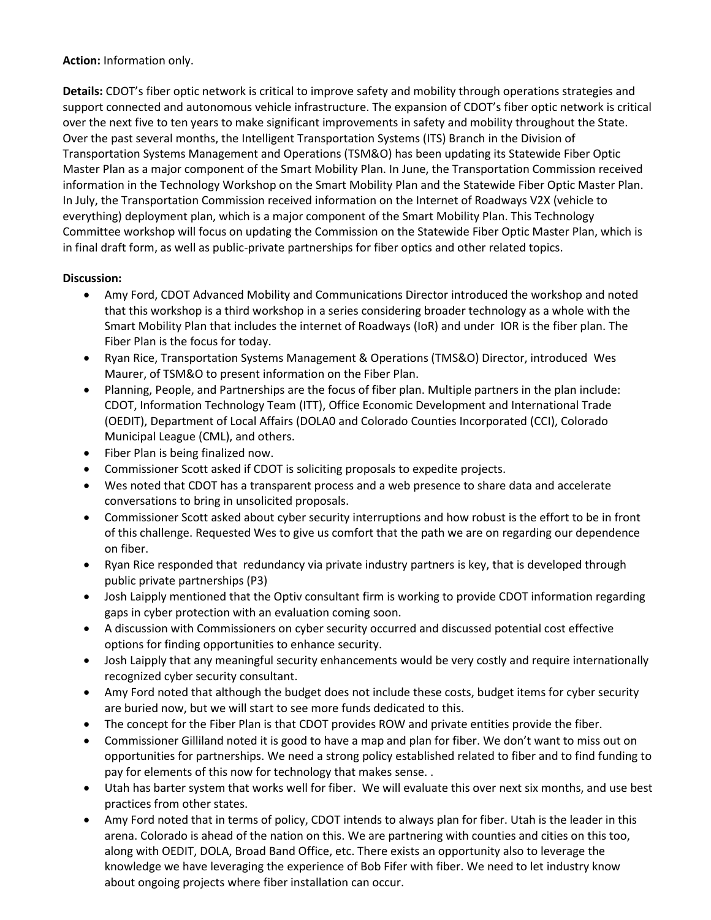**Action:** Information only.

**Details:** CDOT's fiber optic network is critical to improve safety and mobility through operations strategies and support connected and autonomous vehicle infrastructure. The expansion of CDOT's fiber optic network is critical over the next five to ten years to make significant improvements in safety and mobility throughout the State. Over the past several months, the Intelligent Transportation Systems (ITS) Branch in the Division of Transportation Systems Management and Operations (TSM&O) has been updating its Statewide Fiber Optic Master Plan as a major component of the Smart Mobility Plan. In June, the Transportation Commission received information in the Technology Workshop on the Smart Mobility Plan and the Statewide Fiber Optic Master Plan. In July, the Transportation Commission received information on the Internet of Roadways V2X (vehicle to everything) deployment plan, which is a major component of the Smart Mobility Plan. This Technology Committee workshop will focus on updating the Commission on the Statewide Fiber Optic Master Plan, which is in final draft form, as well as public-private partnerships for fiber optics and other related topics.

**Discussion:**

- Amy Ford, CDOT Advanced Mobility and Communications Director introduced the workshop and noted that this workshop is a third workshop in a series considering broader technology as a whole with the Smart Mobility Plan that includes the internet of Roadways (IoR) and under IOR is the fiber plan. The Fiber Plan is the focus for today.
- Ryan Rice, Transportation Systems Management & Operations (TMS&O) Director, introduced Wes Maurer, of TSM&O to present information on the Fiber Plan.
- Planning, People, and Partnerships are the focus of fiber plan. Multiple partners in the plan include: CDOT, Information Technology Team (ITT), Office Economic Development and International Trade (OEDIT), Department of Local Affairs (DOLA0 and Colorado Counties Incorporated (CCI), Colorado Municipal League (CML), and others.
- Fiber Plan is being finalized now.
- Commissioner Scott asked if CDOT is soliciting proposals to expedite projects.
- Wes noted that CDOT has a transparent process and a web presence to share data and accelerate conversations to bring in unsolicited proposals.
- Commissioner Scott asked about cyber security interruptions and how robust is the effort to be in front of this challenge. Requested Wes to give us comfort that the path we are on regarding our dependence on fiber.
- Ryan Rice responded that redundancy via private industry partners is key, that is developed through public private partnerships (P3)
- Josh Laipply mentioned that the Optiv consultant firm is working to provide CDOT information regarding gaps in cyber protection with an evaluation coming soon.
- A discussion with Commissioners on cyber security occurred and discussed potential cost effective options for finding opportunities to enhance security.
- Josh Laipply that any meaningful security enhancements would be very costly and require internationally recognized cyber security consultant.
- Amy Ford noted that although the budget does not include these costs, budget items for cyber security are buried now, but we will start to see more funds dedicated to this.
- The concept for the Fiber Plan is that CDOT provides ROW and private entities provide the fiber.
- Commissioner Gilliland noted it is good to have a map and plan for fiber. We don't want to miss out on opportunities for partnerships. We need a strong policy established related to fiber and to find funding to pay for elements of this now for technology that makes sense. .
- Utah has barter system that works well for fiber. We will evaluate this over next six months, and use best practices from other states.
- Amy Ford noted that in terms of policy, CDOT intends to always plan for fiber. Utah is the leader in this arena. Colorado is ahead of the nation on this. We are partnering with counties and cities on this too, along with OEDIT, DOLA, Broad Band Office, etc. There exists an opportunity also to leverage the knowledge we have leveraging the experience of Bob Fifer with fiber. We need to let industry know about ongoing projects where fiber installation can occur.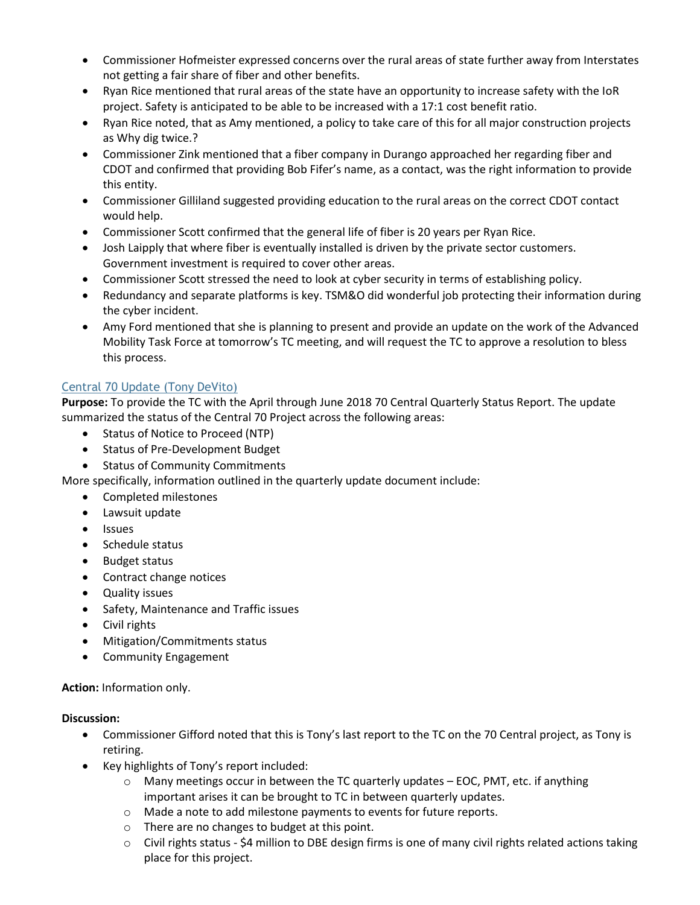- Commissioner Hofmeister expressed concerns over the rural areas of state further away from Interstates not getting a fair share of fiber and other benefits.
- Ryan Rice mentioned that rural areas of the state have an opportunity to increase safety with the IoR project. Safety is anticipated to be able to be increased with a 17:1 cost benefit ratio.
- Ryan Rice noted, that as Amy mentioned, a policy to take care of this for all major construction projects as Why dig twice.?
- Commissioner Zink mentioned that a fiber company in Durango approached her regarding fiber and CDOT and confirmed that providing Bob Fifer's name, as a contact, was the right information to provide this entity.
- Commissioner Gilliland suggested providing education to the rural areas on the correct CDOT contact would help.
- Commissioner Scott confirmed that the general life of fiber is 20 years per Ryan Rice.
- Josh Laipply that where fiber is eventually installed is driven by the private sector customers. Government investment is required to cover other areas.
- Commissioner Scott stressed the need to look at cyber security in terms of establishing policy.
- Redundancy and separate platforms is key. TSM&O did wonderful job protecting their information during the cyber incident.
- Amy Ford mentioned that she is planning to present and provide an update on the work of the Advanced Mobility Task Force at tomorrow's TC meeting, and will request the TC to approve a resolution to bless this process.

## Central 70 Update (Tony DeVito)

**Purpose:** To provide the TC with the April through June 2018 70 Central Quarterly Status Report. The update summarized the status of the Central 70 Project across the following areas:

- Status of Notice to Proceed (NTP)
- Status of Pre-Development Budget
- Status of Community Commitments

More specifically, information outlined in the quarterly update document include:

- Completed milestones
- Lawsuit update
- Issues
- Schedule status
- Budget status
- Contract change notices
- Quality issues
- Safety, Maintenance and Traffic issues
- Civil rights
- Mitigation/Commitments status
- Community Engagement

**Action:** Information only.

**Discussion:**

- Commissioner Gifford noted that this is Tony's last report to the TC on the 70 Central project, as Tony is retiring.
- Key highlights of Tony's report included:
  - Many meetings occur in between the TC quarterly updates – EOC, PMT, etc. if anything important arises it can be brought to TC in between quarterly updates.
  - Made a note to add milestone payments to events for future reports.
  - There are no changes to budget at this point.
  - Civil rights status - $4 million to DBE design firms is one of many civil rights related actions taking place for this project.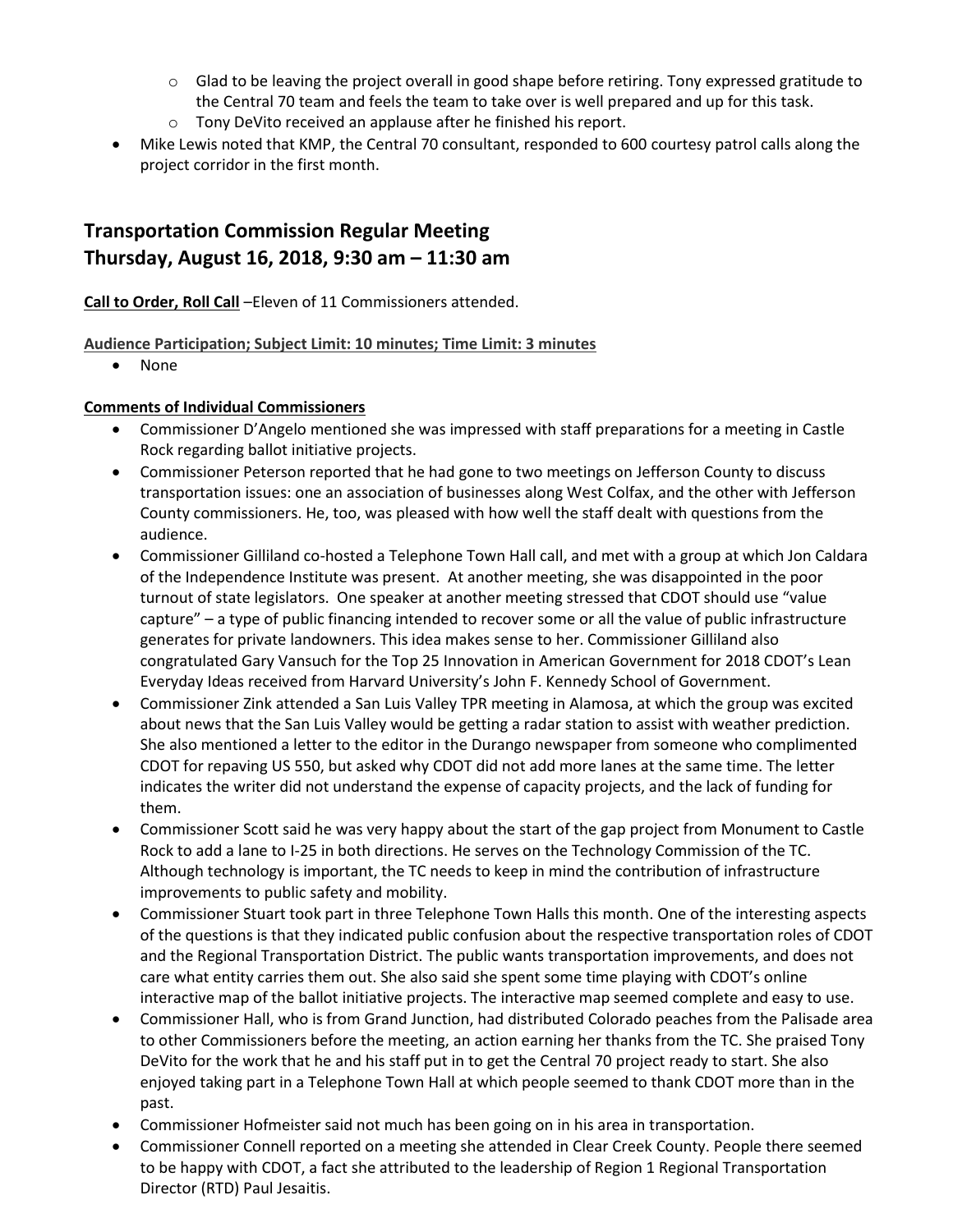- Glad to be leaving the project overall in good shape before retiring. Tony expressed gratitude to the Central 70 team and feels the team to take over is well prepared and up for this task.
  - Tony DeVito received an applause after he finished his report.
- Mike Lewis noted that KMP, the Central 70 consultant, responded to 600 courtesy patrol calls along the project corridor in the first month.

## Transportation Commission Regular Meeting
## Thursday, August 16, 2018, 9:30 am – 11:30 am

**Call to Order, Roll Call** –Eleven of 11 Commissioners attended.

**Audience Participation; Subject Limit: 10 minutes; Time Limit: 3 minutes**

- None

**Comments of Individual Commissioners**

- Commissioner D'Angelo mentioned she was impressed with staff preparations for a meeting in Castle Rock regarding ballot initiative projects.
- Commissioner Peterson reported that he had gone to two meetings on Jefferson County to discuss transportation issues: one an association of businesses along West Colfax, and the other with Jefferson County commissioners. He, too, was pleased with how well the staff dealt with questions from the audience.
- Commissioner Gilliland co-hosted a Telephone Town Hall call, and met with a group at which Jon Caldara of the Independence Institute was present. At another meeting, she was disappointed in the poor turnout of state legislators. One speaker at another meeting stressed that CDOT should use "value capture" – a type of public financing intended to recover some or all the value of public infrastructure generates for private landowners. This idea makes sense to her. Commissioner Gilliland also congratulated Gary Vansuch for the Top 25 Innovation in American Government for 2018 CDOT's Lean Everyday Ideas received from Harvard University's John F. Kennedy School of Government.
- Commissioner Zink attended a San Luis Valley TPR meeting in Alamosa, at which the group was excited about news that the San Luis Valley would be getting a radar station to assist with weather prediction. She also mentioned a letter to the editor in the Durango newspaper from someone who complimented CDOT for repaving US 550, but asked why CDOT did not add more lanes at the same time. The letter indicates the writer did not understand the expense of capacity projects, and the lack of funding for them.
- Commissioner Scott said he was very happy about the start of the gap project from Monument to Castle Rock to add a lane to I-25 in both directions. He serves on the Technology Commission of the TC. Although technology is important, the TC needs to keep in mind the contribution of infrastructure improvements to public safety and mobility.
- Commissioner Stuart took part in three Telephone Town Halls this month. One of the interesting aspects of the questions is that they indicated public confusion about the respective transportation roles of CDOT and the Regional Transportation District. The public wants transportation improvements, and does not care what entity carries them out. She also said she spent some time playing with CDOT's online interactive map of the ballot initiative projects. The interactive map seemed complete and easy to use.
- Commissioner Hall, who is from Grand Junction, had distributed Colorado peaches from the Palisade area to other Commissioners before the meeting, an action earning her thanks from the TC. She praised Tony DeVito for the work that he and his staff put in to get the Central 70 project ready to start. She also enjoyed taking part in a Telephone Town Hall at which people seemed to thank CDOT more than in the past.
- Commissioner Hofmeister said not much has been going on in his area in transportation.
- Commissioner Connell reported on a meeting she attended in Clear Creek County. People there seemed to be happy with CDOT, a fact she attributed to the leadership of Region 1 Regional Transportation Director (RTD) Paul Jesaitis.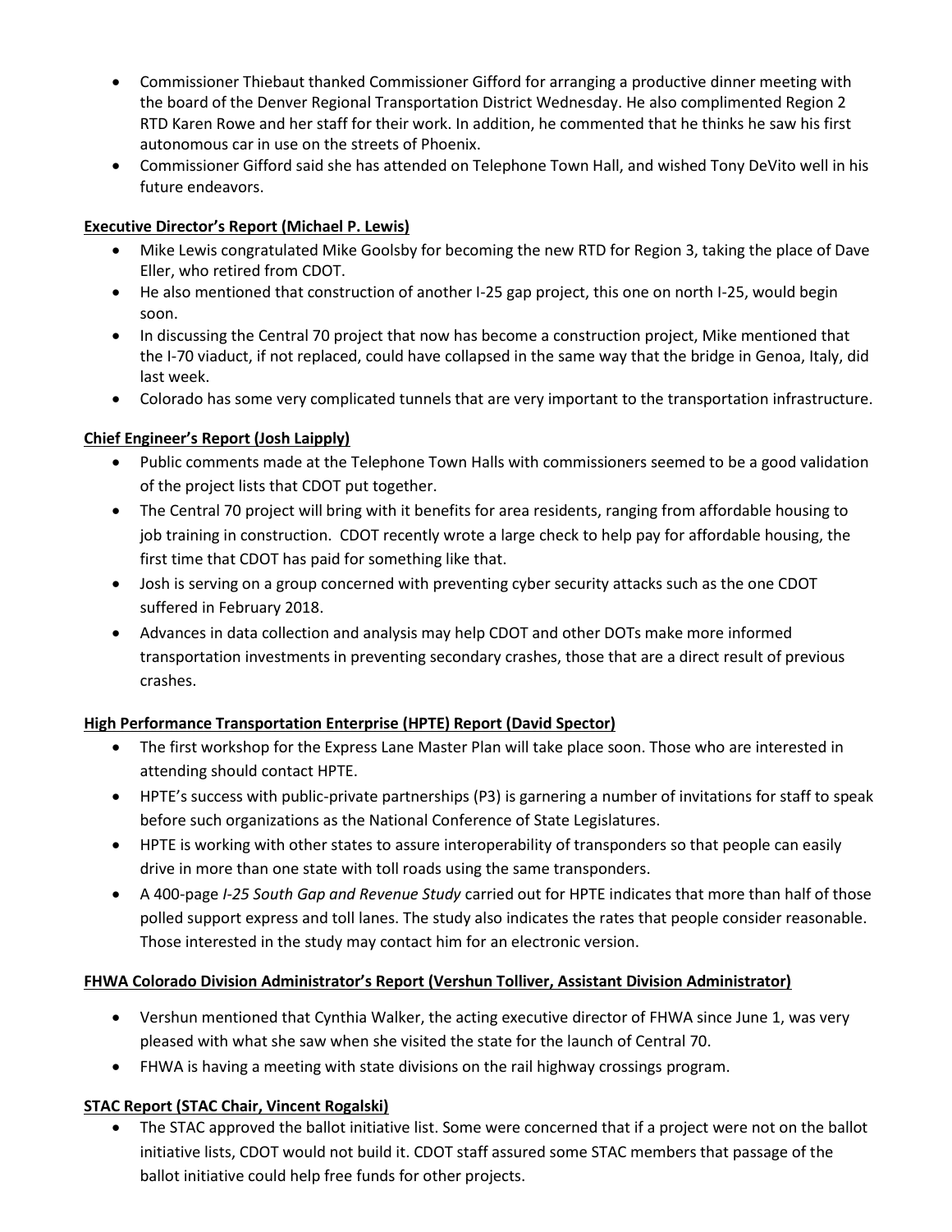- Commissioner Thiebaut thanked Commissioner Gifford for arranging a productive dinner meeting with the board of the Denver Regional Transportation District Wednesday. He also complimented Region 2 RTD Karen Rowe and her staff for their work. In addition, he commented that he thinks he saw his first autonomous car in use on the streets of Phoenix.
- Commissioner Gifford said she has attended on Telephone Town Hall, and wished Tony DeVito well in his future endeavors.

**Executive Director's Report (Michael P. Lewis)**

- Mike Lewis congratulated Mike Goolsby for becoming the new RTD for Region 3, taking the place of Dave Eller, who retired from CDOT.
- He also mentioned that construction of another I-25 gap project, this one on north I-25, would begin soon.
- In discussing the Central 70 project that now has become a construction project, Mike mentioned that the I-70 viaduct, if not replaced, could have collapsed in the same way that the bridge in Genoa, Italy, did last week.
- Colorado has some very complicated tunnels that are very important to the transportation infrastructure.

**Chief Engineer's Report (Josh Laipply)**

- Public comments made at the Telephone Town Halls with commissioners seemed to be a good validation of the project lists that CDOT put together.
- The Central 70 project will bring with it benefits for area residents, ranging from affordable housing to job training in construction. CDOT recently wrote a large check to help pay for affordable housing, the first time that CDOT has paid for something like that.
- Josh is serving on a group concerned with preventing cyber security attacks such as the one CDOT suffered in February 2018.
- Advances in data collection and analysis may help CDOT and other DOTs make more informed transportation investments in preventing secondary crashes, those that are a direct result of previous crashes.

**High Performance Transportation Enterprise (HPTE) Report (David Spector)**

- The first workshop for the Express Lane Master Plan will take place soon. Those who are interested in attending should contact HPTE.
- HPTE's success with public-private partnerships (P3) is garnering a number of invitations for staff to speak before such organizations as the National Conference of State Legislatures.
- HPTE is working with other states to assure interoperability of transponders so that people can easily drive in more than one state with toll roads using the same transponders.
- A 400-page *I-25 South Gap and Revenue Study* carried out for HPTE indicates that more than half of those polled support express and toll lanes. The study also indicates the rates that people consider reasonable. Those interested in the study may contact him for an electronic version.

**FHWA Colorado Division Administrator's Report (Vershun Tolliver, Assistant Division Administrator)**

- Vershun mentioned that Cynthia Walker, the acting executive director of FHWA since June 1, was very pleased with what she saw when she visited the state for the launch of Central 70.
- FHWA is having a meeting with state divisions on the rail highway crossings program.

**STAC Report (STAC Chair, Vincent Rogalski)**

- The STAC approved the ballot initiative list. Some were concerned that if a project were not on the ballot initiative lists, CDOT would not build it. CDOT staff assured some STAC members that passage of the ballot initiative could help free funds for other projects.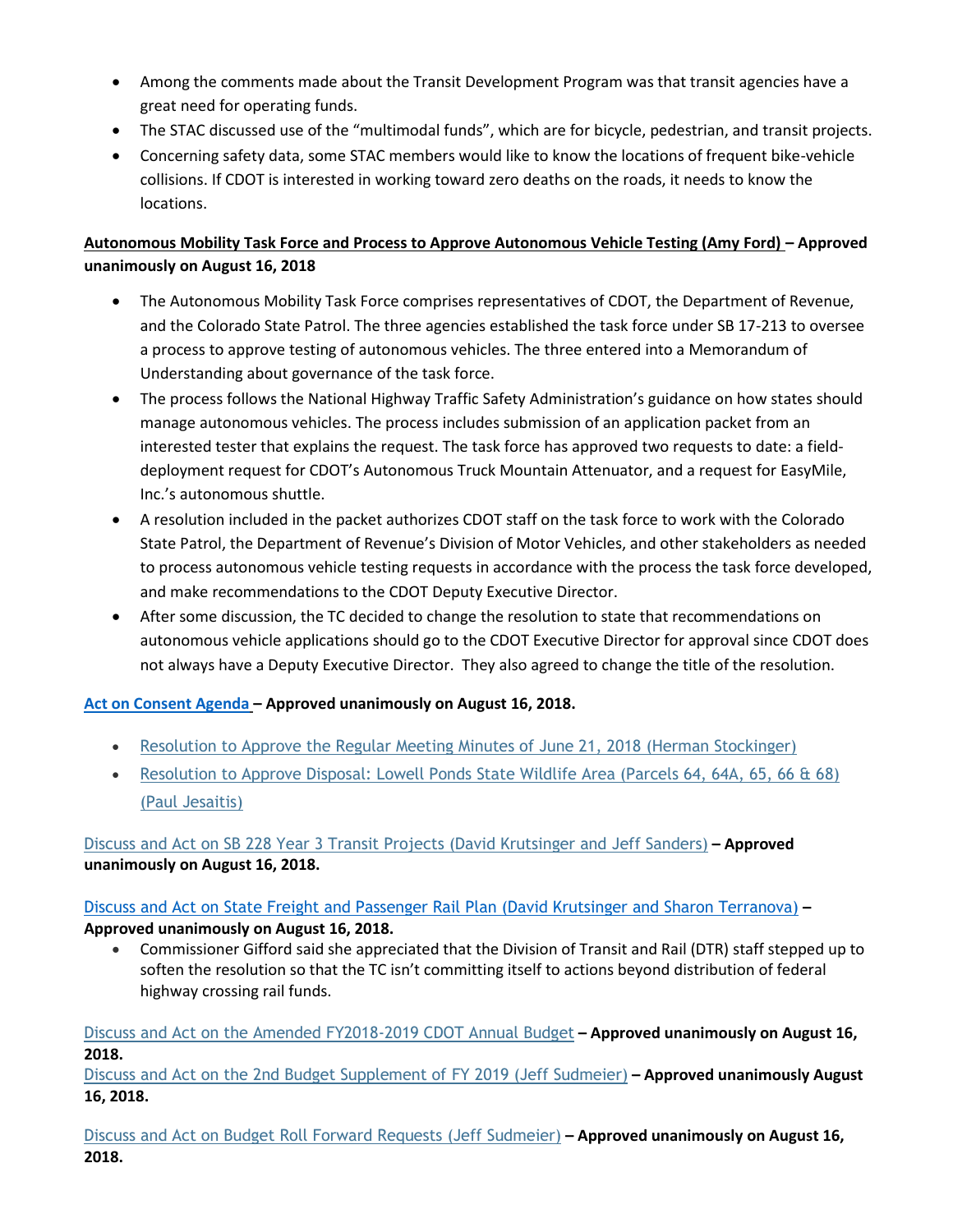- Among the comments made about the Transit Development Program was that transit agencies have a great need for operating funds.
- The STAC discussed use of the "multimodal funds", which are for bicycle, pedestrian, and transit projects.
- Concerning safety data, some STAC members would like to know the locations of frequent bike-vehicle collisions. If CDOT is interested in working toward zero deaths on the roads, it needs to know the locations.

**Autonomous Mobility Task Force and Process to Approve Autonomous Vehicle Testing (Amy Ford) – Approved unanimously on August 16, 2018**

- The Autonomous Mobility Task Force comprises representatives of CDOT, the Department of Revenue, and the Colorado State Patrol. The three agencies established the task force under SB 17-213 to oversee a process to approve testing of autonomous vehicles. The three entered into a Memorandum of Understanding about governance of the task force.
- The process follows the National Highway Traffic Safety Administration's guidance on how states should manage autonomous vehicles. The process includes submission of an application packet from an interested tester that explains the request. The task force has approved two requests to date: a field-deployment request for CDOT's Autonomous Truck Mountain Attenuator, and a request for EasyMile, Inc.'s autonomous shuttle.
- A resolution included in the packet authorizes CDOT staff on the task force to work with the Colorado State Patrol, the Department of Revenue's Division of Motor Vehicles, and other stakeholders as needed to process autonomous vehicle testing requests in accordance with the process the task force developed, and make recommendations to the CDOT Deputy Executive Director.
- After some discussion, the TC decided to change the resolution to state that recommendations on autonomous vehicle applications should go to the CDOT Executive Director for approval since CDOT does not always have a Deputy Executive Director. They also agreed to change the title of the resolution.

**Act on Consent Agenda – Approved unanimously on August 16, 2018.**

- Resolution to Approve the Regular Meeting Minutes of June 21, 2018 (Herman Stockinger)
- Resolution to Approve Disposal: Lowell Ponds State Wildlife Area (Parcels 64, 64A, 65, 66 & 68) (Paul Jesaitis)

Discuss and Act on SB 228 Year 3 Transit Projects (David Krutsinger and Jeff Sanders) **– Approved unanimously on August 16, 2018.**

Discuss and Act on State Freight and Passenger Rail Plan (David Krutsinger and Sharon Terranova) **– Approved unanimously on August 16, 2018.**

- Commissioner Gifford said she appreciated that the Division of Transit and Rail (DTR) staff stepped up to soften the resolution so that the TC isn't committing itself to actions beyond distribution of federal highway crossing rail funds.

Discuss and Act on the Amended FY2018-2019 CDOT Annual Budget **– Approved unanimously on August 16, 2018.**

Discuss and Act on the 2nd Budget Supplement of FY 2019 (Jeff Sudmeier) **– Approved unanimously August 16, 2018.**

Discuss and Act on Budget Roll Forward Requests (Jeff Sudmeier) **– Approved unanimously on August 16, 2018.**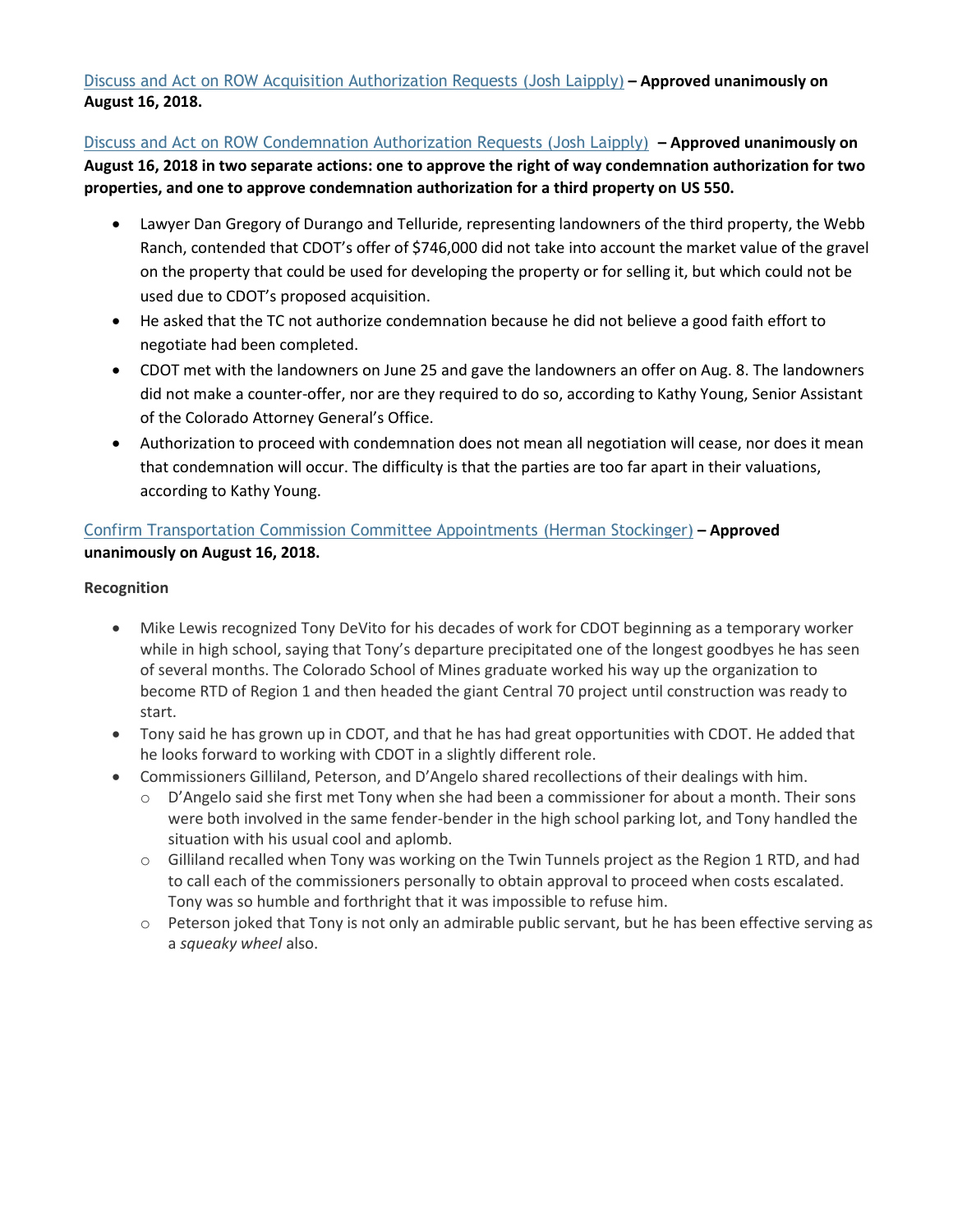[Discuss and Act on ROW Acquisition Authorization Requests (Josh Laipply)] **– Approved unanimously on August 16, 2018.**

[Discuss and Act on ROW Condemnation Authorization Requests (Josh Laipply)] **– Approved unanimously on August 16, 2018 in two separate actions: one to approve the right of way condemnation authorization for two properties, and one to approve condemnation authorization for a third property on US 550.**

- Lawyer Dan Gregory of Durango and Telluride, representing landowners of the third property, the Webb Ranch, contended that CDOT's offer of $746,000 did not take into account the market value of the gravel on the property that could be used for developing the property or for selling it, but which could not be used due to CDOT's proposed acquisition.
- He asked that the TC not authorize condemnation because he did not believe a good faith effort to negotiate had been completed.
- CDOT met with the landowners on June 25 and gave the landowners an offer on Aug. 8. The landowners did not make a counter-offer, nor are they required to do so, according to Kathy Young, Senior Assistant of the Colorado Attorney General's Office.
- Authorization to proceed with condemnation does not mean all negotiation will cease, nor does it mean that condemnation will occur. The difficulty is that the parties are too far apart in their valuations, according to Kathy Young.

[Confirm Transportation Commission Committee Appointments (Herman Stockinger)] **– Approved unanimously on August 16, 2018.**

**Recognition**

- Mike Lewis recognized Tony DeVito for his decades of work for CDOT beginning as a temporary worker while in high school, saying that Tony's departure precipitated one of the longest goodbyes he has seen of several months. The Colorado School of Mines graduate worked his way up the organization to become RTD of Region 1 and then headed the giant Central 70 project until construction was ready to start.
- Tony said he has grown up in CDOT, and that he has had great opportunities with CDOT. He added that he looks forward to working with CDOT in a slightly different role.
- Commissioners Gilliland, Peterson, and D'Angelo shared recollections of their dealings with him.
  - D'Angelo said she first met Tony when she had been a commissioner for about a month. Their sons were both involved in the same fender-bender in the high school parking lot, and Tony handled the situation with his usual cool and aplomb.
  - Gilliland recalled when Tony was working on the Twin Tunnels project as the Region 1 RTD, and had to call each of the commissioners personally to obtain approval to proceed when costs escalated. Tony was so humble and forthright that it was impossible to refuse him.
  - Peterson joked that Tony is not only an admirable public servant, but he has been effective serving as a *squeaky wheel* also.